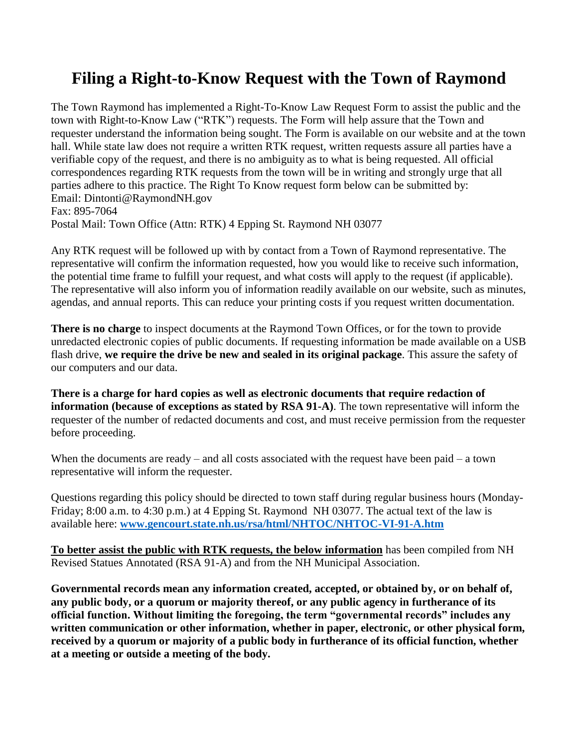# Filing a Right-to-Know Request with the Town of Raymond

The Town Raymond has implemented a Right-To-Know Law Request Form to assist the public and the town with Right-to-Know Law ("RTK") requests. The Form will help assure that the Town and requester understand the information being sought. The Form is available on our website and at the town hall. While state law does not require a written RTK request, written requests assure all parties have a verifiable copy of the request, and there is no ambiguity as to what is being requested. All official correspondences regarding RTK requests from the town will be in writing and strongly urge that all parties adhere to this practice. The Right To Know request form below can be submitted by:
Email: Dintonti@RaymondNH.gov
Fax: 895-7064
Postal Mail: Town Office (Attn: RTK) 4 Epping St. Raymond NH 03077

Any RTK request will be followed up with by contact from a Town of Raymond representative. The representative will confirm the information requested, how you would like to receive such information, the potential time frame to fulfill your request, and what costs will apply to the request (if applicable). The representative will also inform you of information readily available on our website, such as minutes, agendas, and annual reports. This can reduce your printing costs if you request written documentation.

**There is no charge** to inspect documents at the Raymond Town Offices, or for the town to provide unredacted electronic copies of public documents. If requesting information be made available on a USB flash drive, **we require the drive be new and sealed in its original package**. This assure the safety of our computers and our data.

**There is a charge for hard copies as well as electronic documents that require redaction of information (because of exceptions as stated by RSA 91-A)**. The town representative will inform the requester of the number of redacted documents and cost, and must receive permission from the requester before proceeding.

When the documents are ready – and all costs associated with the request have been paid – a town representative will inform the requester.

Questions regarding this policy should be directed to town staff during regular business hours (Monday-Friday; 8:00 a.m. to 4:30 p.m.) at 4 Epping St. Raymond NH 03077. The actual text of the law is available here: **[www.gencourt.state.nh.us/rsa/html/NHTOC/NHTOC-VI-91-A.htm](http://www.gencourt.state.nh.us/rsa/html/NHTOC/NHTOC-VI-91-A.htm)**

**To better assist the public with RTK requests, the below information** has been compiled from NH Revised Statues Annotated (RSA 91-A) and from the NH Municipal Association.

**Governmental records mean any information created, accepted, or obtained by, or on behalf of, any public body, or a quorum or majority thereof, or any public agency in furtherance of its official function. Without limiting the foregoing, the term "governmental records" includes any written communication or other information, whether in paper, electronic, or other physical form, received by a quorum or majority of a public body in furtherance of its official function, whether at a meeting or outside a meeting of the body.**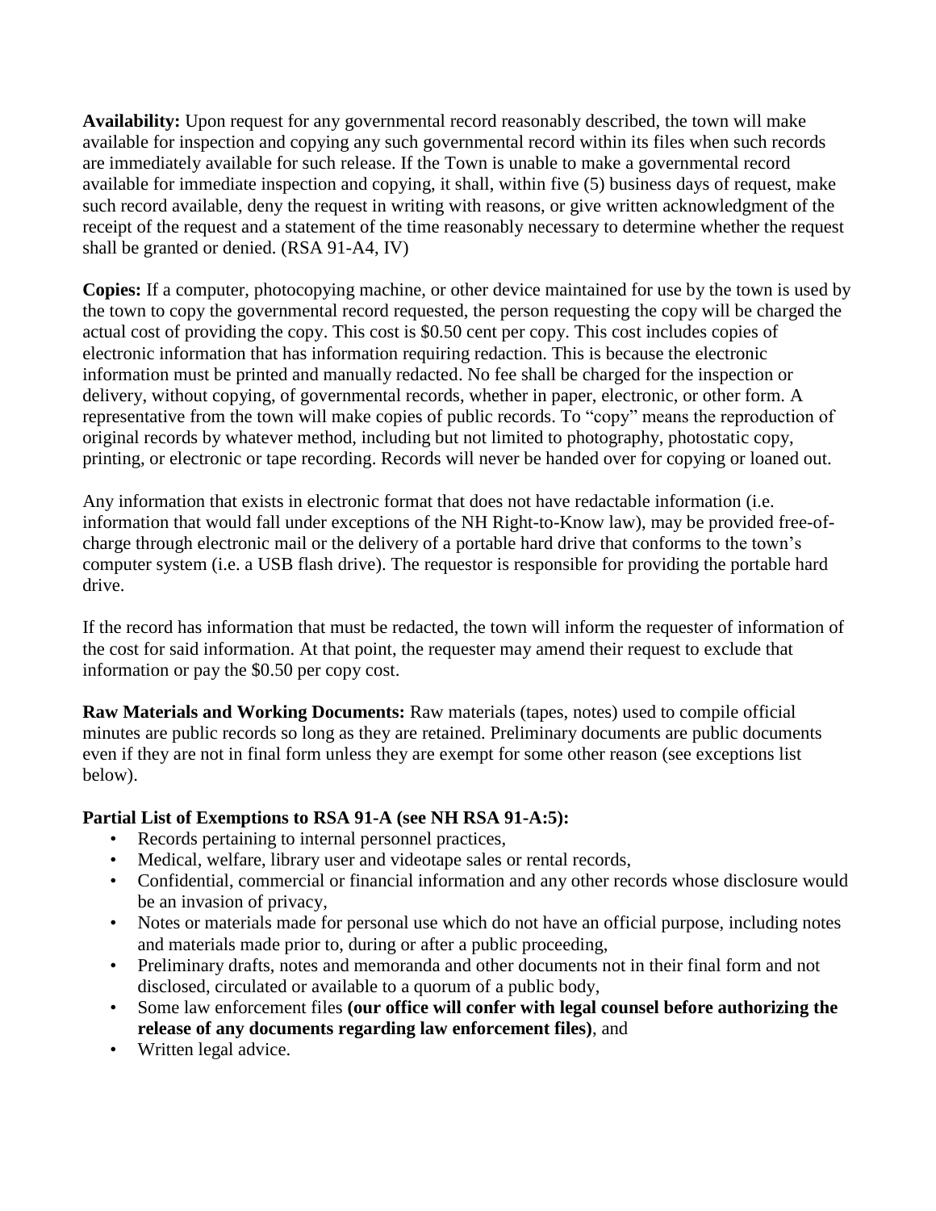**Availability:** Upon request for any governmental record reasonably described, the town will make available for inspection and copying any such governmental record within its files when such records are immediately available for such release. If the Town is unable to make a governmental record available for immediate inspection and copying, it shall, within five (5) business days of request, make such record available, deny the request in writing with reasons, or give written acknowledgment of the receipt of the request and a statement of the time reasonably necessary to determine whether the request shall be granted or denied. (RSA 91-A4, IV)

**Copies:** If a computer, photocopying machine, or other device maintained for use by the town is used by the town to copy the governmental record requested, the person requesting the copy will be charged the actual cost of providing the copy. This cost is $0.50 cent per copy. This cost includes copies of electronic information that has information requiring redaction. This is because the electronic information must be printed and manually redacted. No fee shall be charged for the inspection or delivery, without copying, of governmental records, whether in paper, electronic, or other form. A representative from the town will make copies of public records. To "copy" means the reproduction of original records by whatever method, including but not limited to photography, photostatic copy, printing, or electronic or tape recording. Records will never be handed over for copying or loaned out.

Any information that exists in electronic format that does not have redactable information (i.e. information that would fall under exceptions of the NH Right-to-Know law), may be provided free-of-charge through electronic mail or the delivery of a portable hard drive that conforms to the town's computer system (i.e. a USB flash drive). The requestor is responsible for providing the portable hard drive.

If the record has information that must be redacted, the town will inform the requester of information of the cost for said information. At that point, the requester may amend their request to exclude that information or pay the $0.50 per copy cost.

**Raw Materials and Working Documents:** Raw materials (tapes, notes) used to compile official minutes are public records so long as they are retained. Preliminary documents are public documents even if they are not in final form unless they are exempt for some other reason (see exceptions list below).

**Partial List of Exemptions to RSA 91-A (see NH RSA 91-A:5):**

- Records pertaining to internal personnel practices,
- Medical, welfare, library user and videotape sales or rental records,
- Confidential, commercial or financial information and any other records whose disclosure would be an invasion of privacy,
- Notes or materials made for personal use which do not have an official purpose, including notes and materials made prior to, during or after a public proceeding,
- Preliminary drafts, notes and memoranda and other documents not in their final form and not disclosed, circulated or available to a quorum of a public body,
- Some law enforcement files **(our office will confer with legal counsel before authorizing the release of any documents regarding law enforcement files)**, and
- Written legal advice.